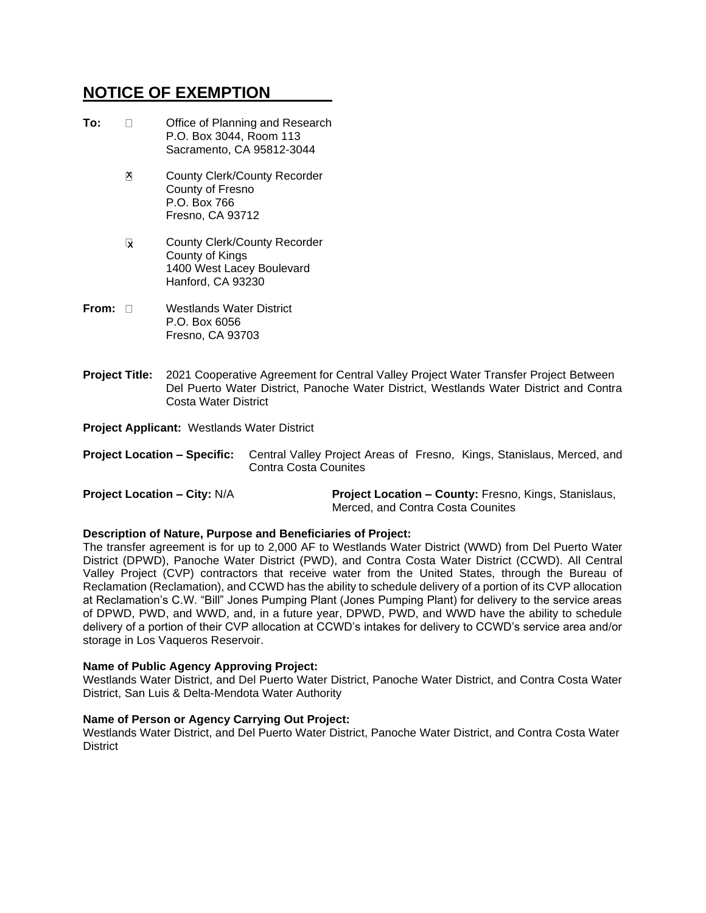# NOTICE OF EXEMPTION

**To:** ☐ Office of Planning and Research
P.O. Box 3044, Room 113
Sacramento, CA 95812-3044

☒ County Clerk/County Recorder
County of Fresno
P.O. Box 766
Fresno, CA 93712

☒ County Clerk/County Recorder
County of Kings
1400 West Lacey Boulevard
Hanford, CA 93230

**From:** ☐ Westlands Water District
P.O. Box 6056
Fresno, CA 93703

**Project Title:** 2021 Cooperative Agreement for Central Valley Project Water Transfer Project Between Del Puerto Water District, Panoche Water District, Westlands Water District and Contra Costa Water District

**Project Applicant:** Westlands Water District

**Project Location – Specific:** Central Valley Project Areas of Fresno, Kings, Stanislaus, Merced, and Contra Costa Counites

**Project Location – City:** N/A

**Project Location – County:** Fresno, Kings, Stanislaus, Merced, and Contra Costa Counites

**Description of Nature, Purpose and Beneficiaries of Project:**
The transfer agreement is for up to 2,000 AF to Westlands Water District (WWD) from Del Puerto Water District (DPWD), Panoche Water District (PWD), and Contra Costa Water District (CCWD). All Central Valley Project (CVP) contractors that receive water from the United States, through the Bureau of Reclamation (Reclamation), and CCWD has the ability to schedule delivery of a portion of its CVP allocation at Reclamation's C.W. "Bill" Jones Pumping Plant (Jones Pumping Plant) for delivery to the service areas of DPWD, PWD, and WWD, and, in a future year, DPWD, PWD, and WWD have the ability to schedule delivery of a portion of their CVP allocation at CCWD's intakes for delivery to CCWD's service area and/or storage in Los Vaqueros Reservoir.

**Name of Public Agency Approving Project:**
Westlands Water District, and Del Puerto Water District, Panoche Water District, and Contra Costa Water District, San Luis & Delta-Mendota Water Authority

**Name of Person or Agency Carrying Out Project:**
Westlands Water District, and Del Puerto Water District, Panoche Water District, and Contra Costa Water District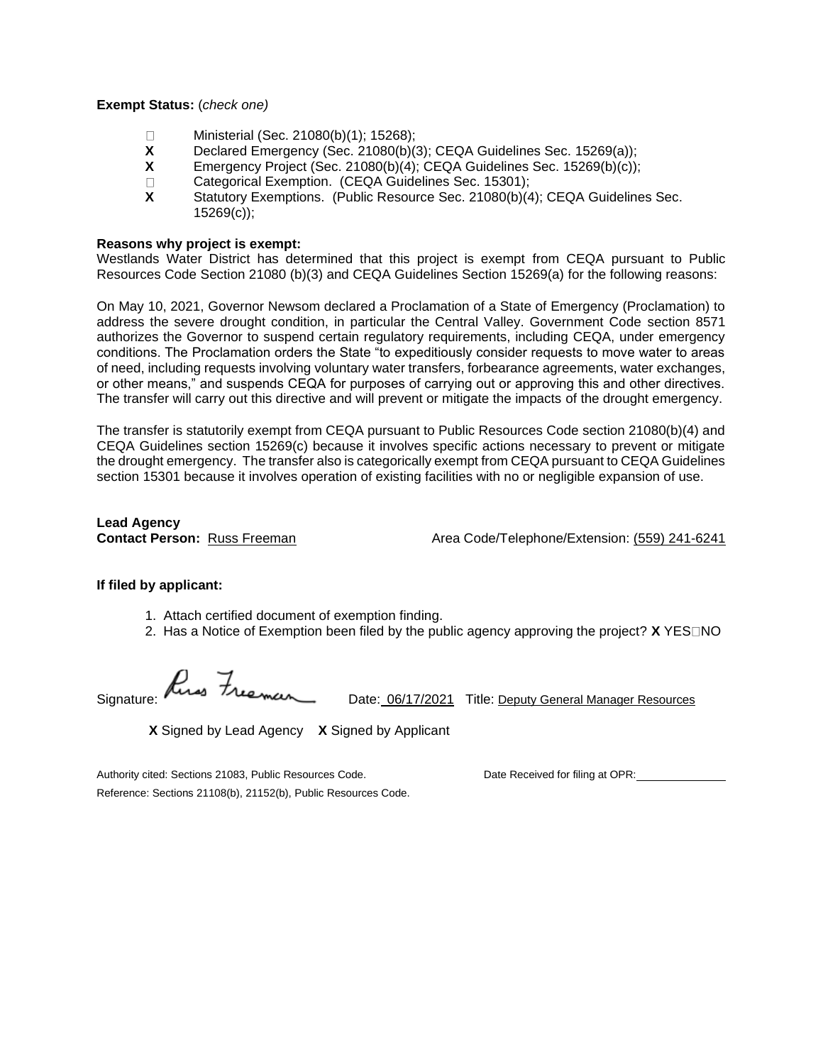**Exempt Status:** (*check one)*

- ☐ Ministerial (Sec. 21080(b)(1); 15268);
- **X** Declared Emergency (Sec. 21080(b)(3); CEQA Guidelines Sec. 15269(a));
- **X** Emergency Project (Sec. 21080(b)(4); CEQA Guidelines Sec. 15269(b)(c));
- ☐ Categorical Exemption. (CEQA Guidelines Sec. 15301);
- **X** Statutory Exemptions. (Public Resource Sec. 21080(b)(4); CEQA Guidelines Sec. 15269(c));

**Reasons why project is exempt:**
Westlands Water District has determined that this project is exempt from CEQA pursuant to Public Resources Code Section 21080 (b)(3) and CEQA Guidelines Section 15269(a) for the following reasons:

On May 10, 2021, Governor Newsom declared a Proclamation of a State of Emergency (Proclamation) to address the severe drought condition, in particular the Central Valley. Government Code section 8571 authorizes the Governor to suspend certain regulatory requirements, including CEQA, under emergency conditions. The Proclamation orders the State "to expeditiously consider requests to move water to areas of need, including requests involving voluntary water transfers, forbearance agreements, water exchanges, or other means," and suspends CEQA for purposes of carrying out or approving this and other directives. The transfer will carry out this directive and will prevent or mitigate the impacts of the drought emergency.

The transfer is statutorily exempt from CEQA pursuant to Public Resources Code section 21080(b)(4) and CEQA Guidelines section 15269(c) because it involves specific actions necessary to prevent or mitigate the drought emergency. The transfer also is categorically exempt from CEQA pursuant to CEQA Guidelines section 15301 because it involves operation of existing facilities with no or negligible expansion of use.

**Lead Agency**
**Contact Person:** Russ Freeman    Area Code/Telephone/Extension: (559) 241-6241

**If filed by applicant:**

1. Attach certified document of exemption finding.
2. Has a Notice of Exemption been filed by the public agency approving the project? **X** YES☐NO

Signature: Russ Freeman    Date: 06/17/2021    Title: Deputy General Manager Resources

**X** Signed by Lead Agency    **X** Signed by Applicant

Authority cited: Sections 21083, Public Resources Code.    Date Received for filing at OPR: ______
Reference: Sections 21108(b), 21152(b), Public Resources Code.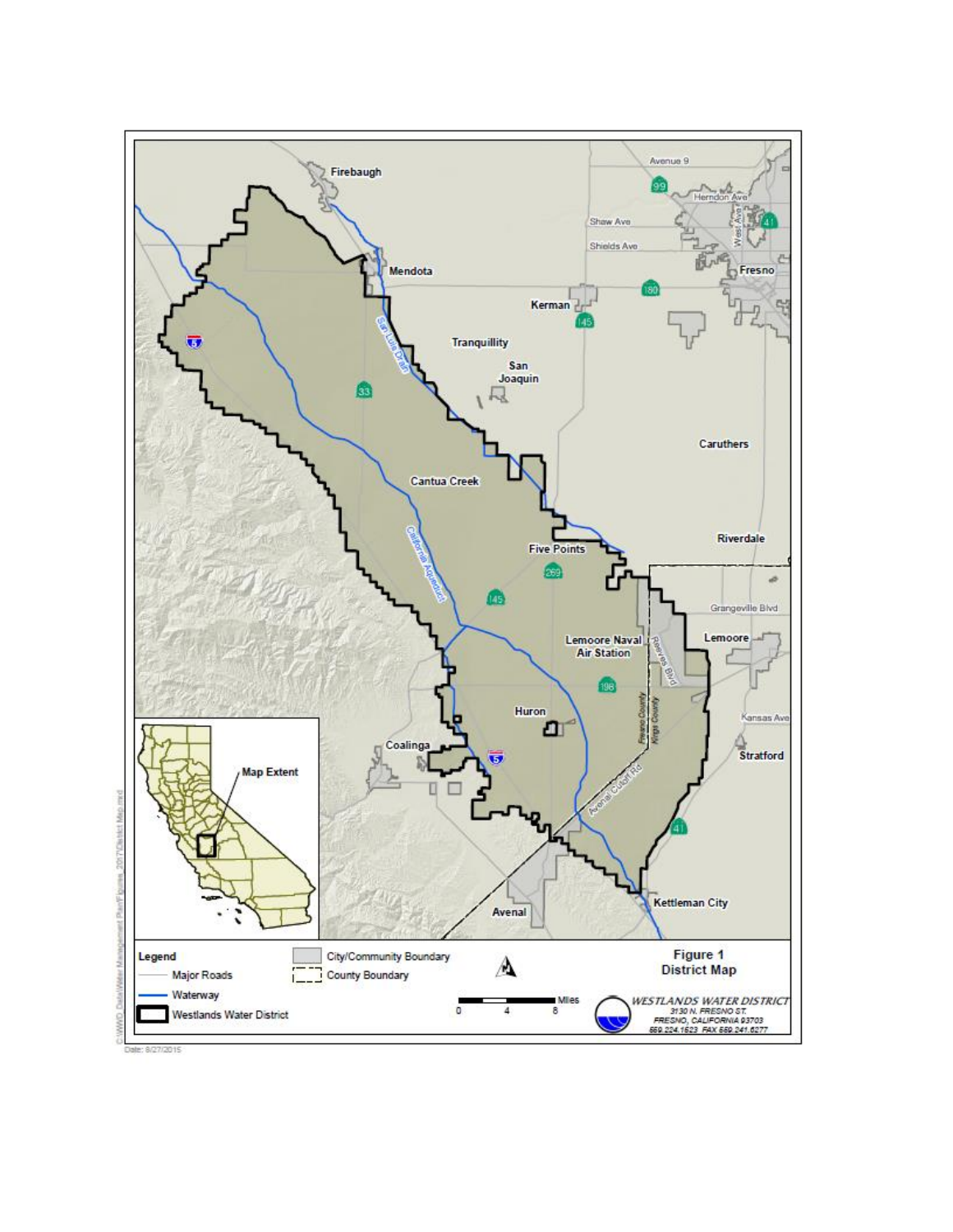Firebaugh

Mendota

Kerman

Tranquillity

San Joaquin

Fresno

Caruthers

Riverdale

Cantua Creek

Five Points

Lemoore Naval Air Station

Lemoore

Huron

Coalinga

Stratford

Kettleman City

Avenal

Avenue 9

Herndon Ave

Shaw Ave

Shields Ave

West Ave

Grangeville Blvd

Kansas Ave

Reeves Blvd

Avenal Cutoff Rd

Fresno County

Kings County

San Luis Drain

California Aqueduct

5

33

99

41

180

145

269

198

Map Extent

Legend

Major Roads

Waterway

Westlands Water District

City/Community Boundary

County Boundary

0 4 8 Miles

Figure 1
District Map

WESTLANDS WATER DISTRICT
3130 N. FRESNO ST.
FRESNO, CALIFORNIA 93703
559.224.1523 FAX 559.241.6277

C:\WWD_Data\Water Management Plan\Figures_2017\District Map.mxd

Date: 8/27/2015